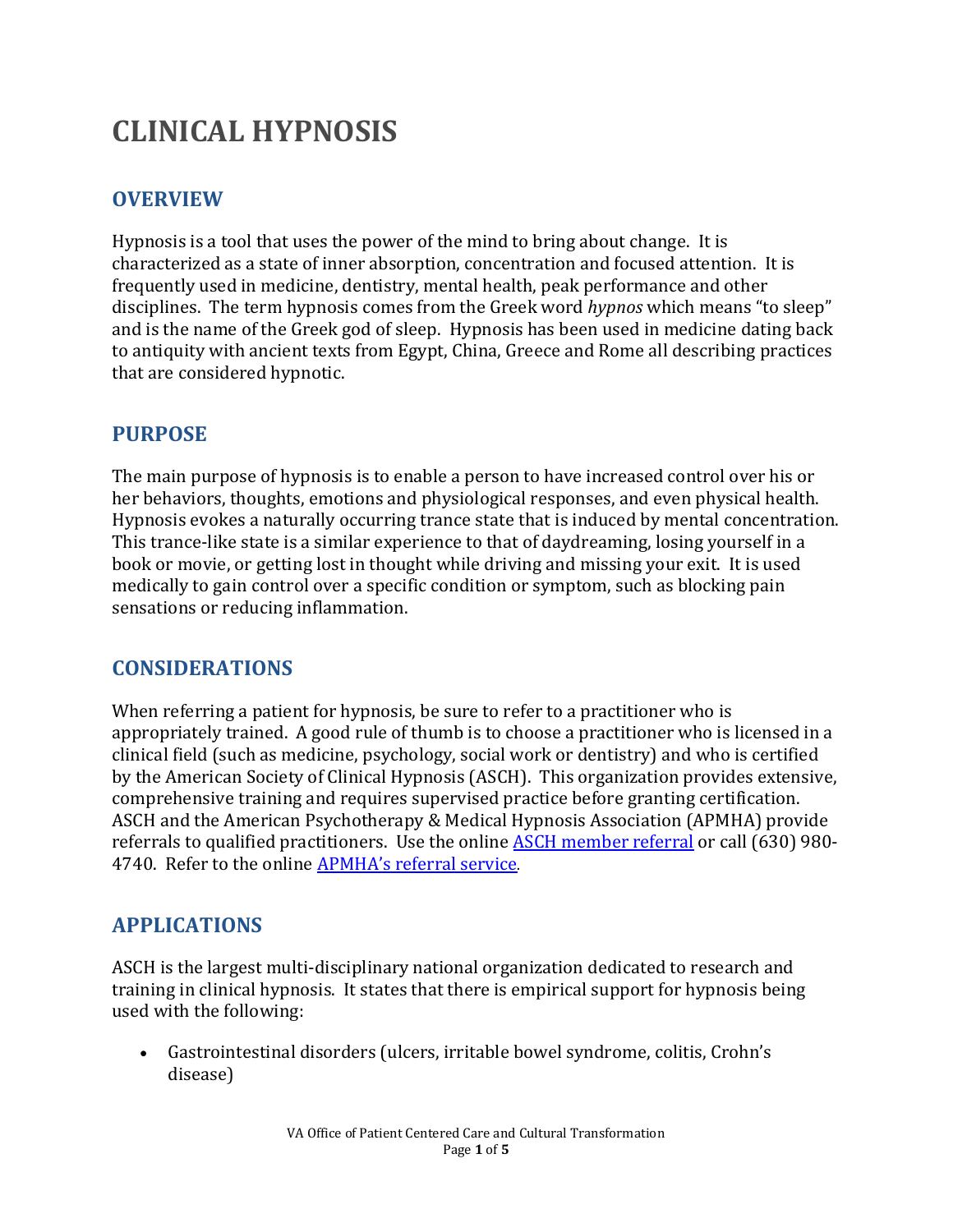# CLINICAL HYPNOSIS

## OVERVIEW

Hypnosis is a tool that uses the power of the mind to bring about change. It is characterized as a state of inner absorption, concentration and focused attention. It is frequently used in medicine, dentistry, mental health, peak performance and other disciplines. The term hypnosis comes from the Greek word *hypnos* which means "to sleep" and is the name of the Greek god of sleep. Hypnosis has been used in medicine dating back to antiquity with ancient texts from Egypt, China, Greece and Rome all describing practices that are considered hypnotic.

## PURPOSE

The main purpose of hypnosis is to enable a person to have increased control over his or her behaviors, thoughts, emotions and physiological responses, and even physical health. Hypnosis evokes a naturally occurring trance state that is induced by mental concentration. This trance-like state is a similar experience to that of daydreaming, losing yourself in a book or movie, or getting lost in thought while driving and missing your exit. It is used medically to gain control over a specific condition or symptom, such as blocking pain sensations or reducing inflammation.

## CONSIDERATIONS

When referring a patient for hypnosis, be sure to refer to a practitioner who is appropriately trained. A good rule of thumb is to choose a practitioner who is licensed in a clinical field (such as medicine, psychology, social work or dentistry) and who is certified by the American Society of Clinical Hypnosis (ASCH). This organization provides extensive, comprehensive training and requires supervised practice before granting certification. ASCH and the American Psychotherapy & Medical Hypnosis Association (APMHA) provide referrals to qualified practitioners. Use the online ASCH member referral or call (630) 980-4740. Refer to the online APMHA's referral service.

## APPLICATIONS

ASCH is the largest multi-disciplinary national organization dedicated to research and training in clinical hypnosis. It states that there is empirical support for hypnosis being used with the following:

- Gastrointestinal disorders (ulcers, irritable bowel syndrome, colitis, Crohn's disease)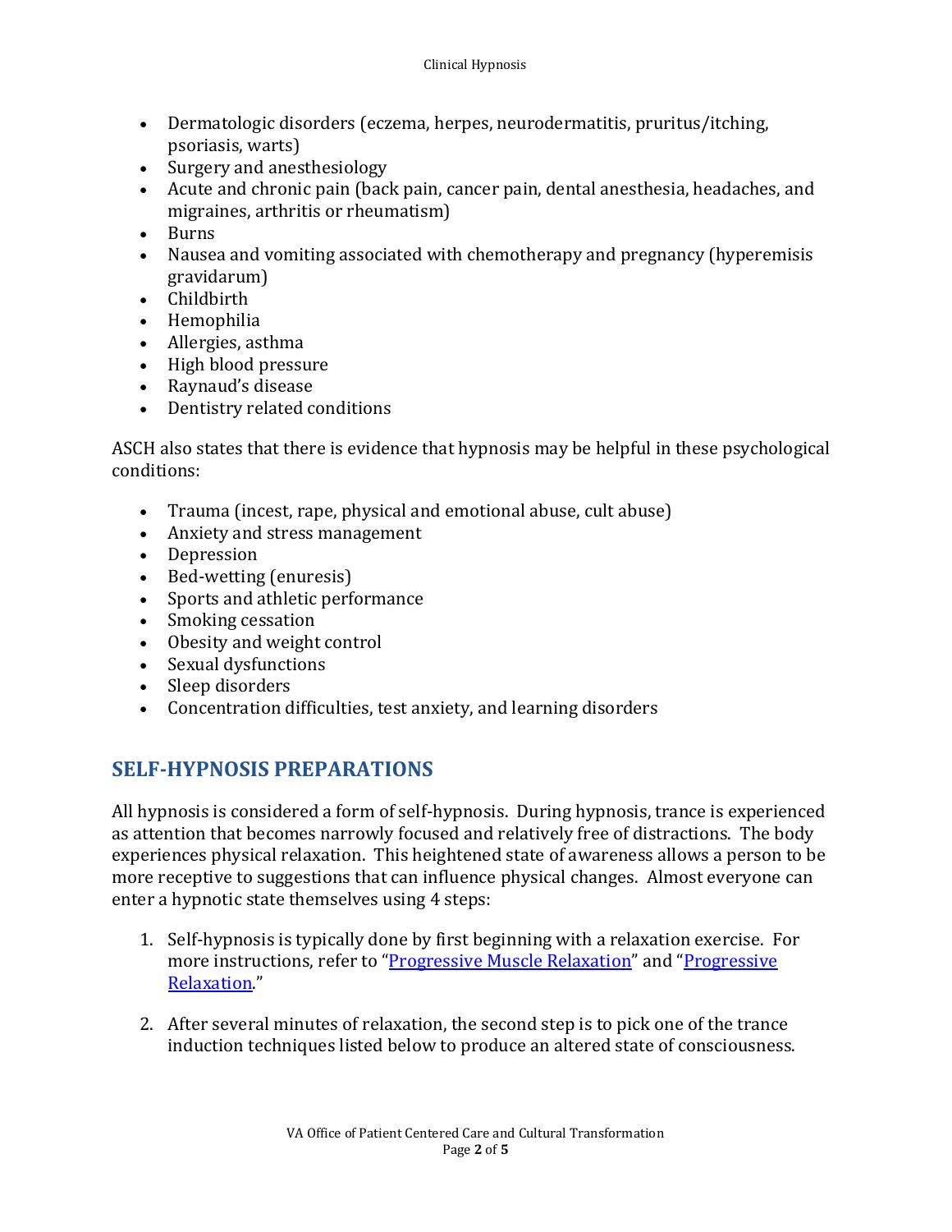- Dermatologic disorders (eczema, herpes, neurodermatitis, pruritus/itching, psoriasis, warts)
- Surgery and anesthesiology
- Acute and chronic pain (back pain, cancer pain, dental anesthesia, headaches, and migraines, arthritis or rheumatism)
- Burns
- Nausea and vomiting associated with chemotherapy and pregnancy (hyperemisis gravidarum)
- Childbirth
- Hemophilia
- Allergies, asthma
- High blood pressure
- Raynaud's disease
- Dentistry related conditions

ASCH also states that there is evidence that hypnosis may be helpful in these psychological conditions:

- Trauma (incest, rape, physical and emotional abuse, cult abuse)
- Anxiety and stress management
- Depression
- Bed-wetting (enuresis)
- Sports and athletic performance
- Smoking cessation
- Obesity and weight control
- Sexual dysfunctions
- Sleep disorders
- Concentration difficulties, test anxiety, and learning disorders

## SELF-HYPNOSIS PREPARATIONS

All hypnosis is considered a form of self-hypnosis. During hypnosis, trance is experienced as attention that becomes narrowly focused and relatively free of distractions. The body experiences physical relaxation. This heightened state of awareness allows a person to be more receptive to suggestions that can influence physical changes. Almost everyone can enter a hypnotic state themselves using 4 steps:

1. Self-hypnosis is typically done by first beginning with a relaxation exercise. For more instructions, refer to "Progressive Muscle Relaxation" and "Progressive Relaxation."

2. After several minutes of relaxation, the second step is to pick one of the trance induction techniques listed below to produce an altered state of consciousness.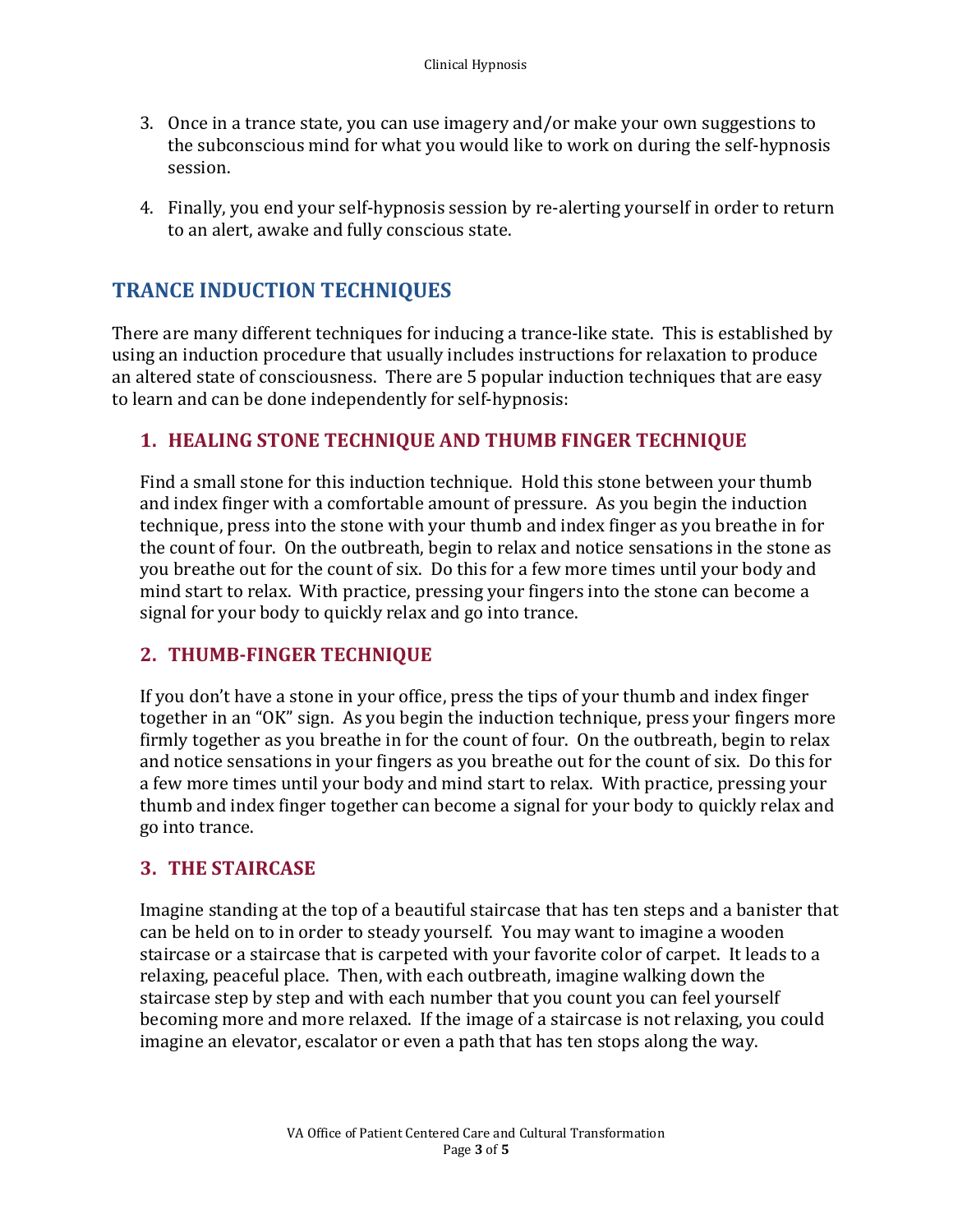3. Once in a trance state, you can use imagery and/or make your own suggestions to the subconscious mind for what you would like to work on during the self-hypnosis session.

4. Finally, you end your self-hypnosis session by re-alerting yourself in order to return to an alert, awake and fully conscious state.

## TRANCE INDUCTION TECHNIQUES

There are many different techniques for inducing a trance-like state. This is established by using an induction procedure that usually includes instructions for relaxation to produce an altered state of consciousness. There are 5 popular induction techniques that are easy to learn and can be done independently for self-hypnosis:

### 1. HEALING STONE TECHNIQUE AND THUMB FINGER TECHNIQUE

Find a small stone for this induction technique. Hold this stone between your thumb and index finger with a comfortable amount of pressure. As you begin the induction technique, press into the stone with your thumb and index finger as you breathe in for the count of four. On the outbreath, begin to relax and notice sensations in the stone as you breathe out for the count of six. Do this for a few more times until your body and mind start to relax. With practice, pressing your fingers into the stone can become a signal for your body to quickly relax and go into trance.

### 2. THUMB-FINGER TECHNIQUE

If you don't have a stone in your office, press the tips of your thumb and index finger together in an "OK" sign. As you begin the induction technique, press your fingers more firmly together as you breathe in for the count of four. On the outbreath, begin to relax and notice sensations in your fingers as you breathe out for the count of six. Do this for a few more times until your body and mind start to relax. With practice, pressing your thumb and index finger together can become a signal for your body to quickly relax and go into trance.

### 3. THE STAIRCASE

Imagine standing at the top of a beautiful staircase that has ten steps and a banister that can be held on to in order to steady yourself. You may want to imagine a wooden staircase or a staircase that is carpeted with your favorite color of carpet. It leads to a relaxing, peaceful place. Then, with each outbreath, imagine walking down the staircase step by step and with each number that you count you can feel yourself becoming more and more relaxed. If the image of a staircase is not relaxing, you could imagine an elevator, escalator or even a path that has ten stops along the way.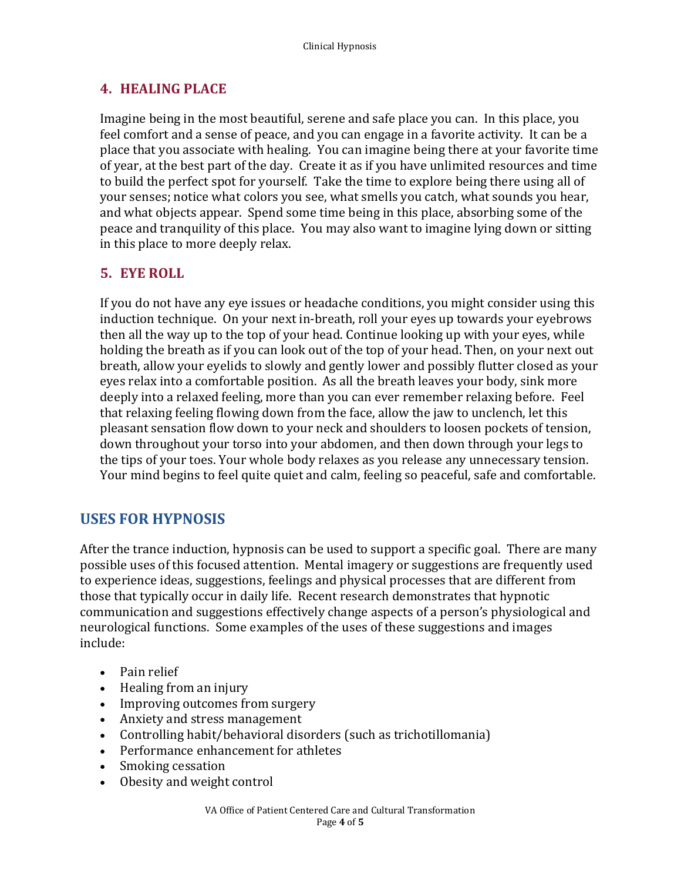### 4. HEALING PLACE

Imagine being in the most beautiful, serene and safe place you can. In this place, you feel comfort and a sense of peace, and you can engage in a favorite activity. It can be a place that you associate with healing. You can imagine being there at your favorite time of year, at the best part of the day. Create it as if you have unlimited resources and time to build the perfect spot for yourself. Take the time to explore being there using all of your senses; notice what colors you see, what smells you catch, what sounds you hear, and what objects appear. Spend some time being in this place, absorbing some of the peace and tranquility of this place. You may also want to imagine lying down or sitting in this place to more deeply relax.

### 5. EYE ROLL

If you do not have any eye issues or headache conditions, you might consider using this induction technique. On your next in-breath, roll your eyes up towards your eyebrows then all the way up to the top of your head. Continue looking up with your eyes, while holding the breath as if you can look out of the top of your head. Then, on your next out breath, allow your eyelids to slowly and gently lower and possibly flutter closed as your eyes relax into a comfortable position. As all the breath leaves your body, sink more deeply into a relaxed feeling, more than you can ever remember relaxing before. Feel that relaxing feeling flowing down from the face, allow the jaw to unclench, let this pleasant sensation flow down to your neck and shoulders to loosen pockets of tension, down throughout your torso into your abdomen, and then down through your legs to the tips of your toes. Your whole body relaxes as you release any unnecessary tension. Your mind begins to feel quite quiet and calm, feeling so peaceful, safe and comfortable.

## USES FOR HYPNOSIS

After the trance induction, hypnosis can be used to support a specific goal. There are many possible uses of this focused attention. Mental imagery or suggestions are frequently used to experience ideas, suggestions, feelings and physical processes that are different from those that typically occur in daily life. Recent research demonstrates that hypnotic communication and suggestions effectively change aspects of a person's physiological and neurological functions. Some examples of the uses of these suggestions and images include:

- Pain relief
- Healing from an injury
- Improving outcomes from surgery
- Anxiety and stress management
- Controlling habit/behavioral disorders (such as trichotillomania)
- Performance enhancement for athletes
- Smoking cessation
- Obesity and weight control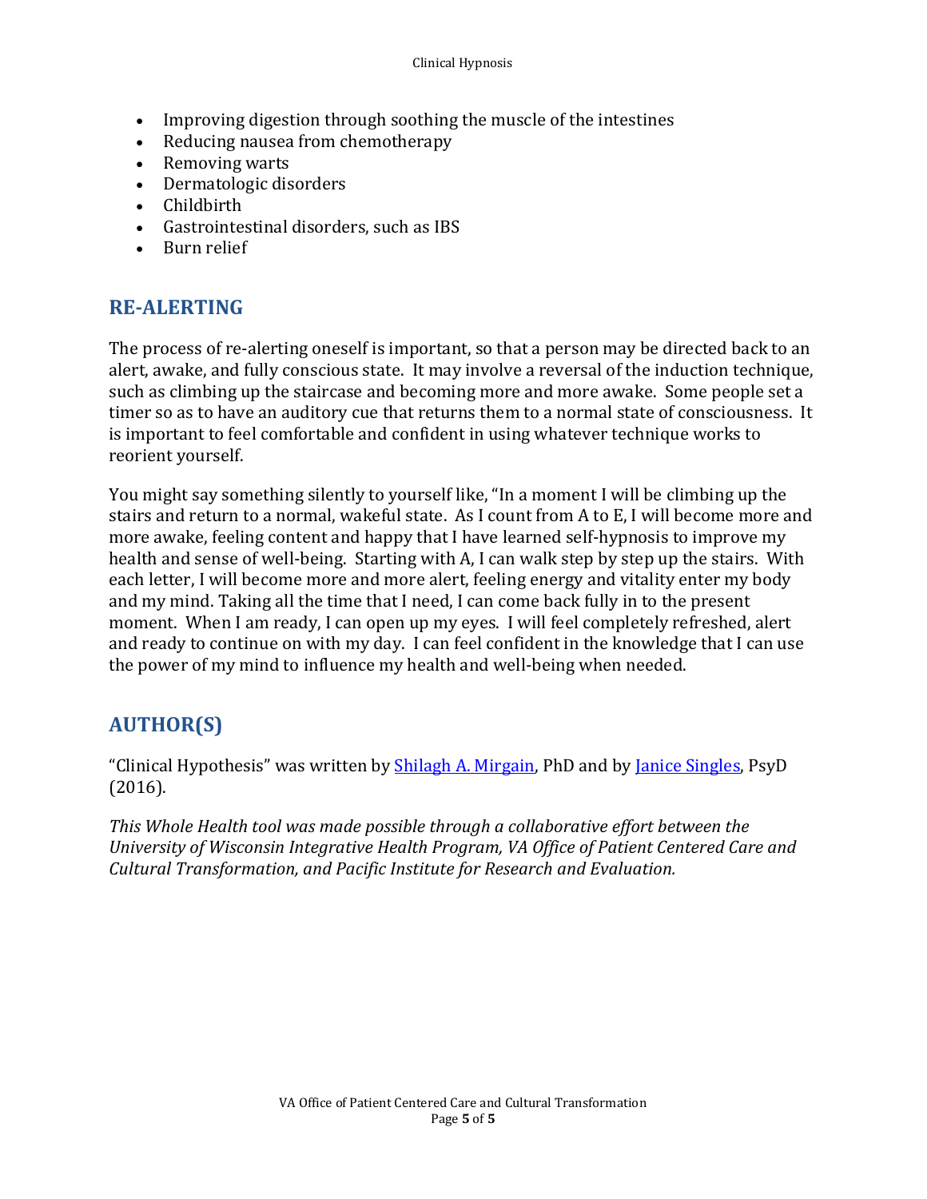- Improving digestion through soothing the muscle of the intestines
- Reducing nausea from chemotherapy
- Removing warts
- Dermatologic disorders
- Childbirth
- Gastrointestinal disorders, such as IBS
- Burn relief

## RE-ALERTING

The process of re-alerting oneself is important, so that a person may be directed back to an alert, awake, and fully conscious state. It may involve a reversal of the induction technique, such as climbing up the staircase and becoming more and more awake. Some people set a timer so as to have an auditory cue that returns them to a normal state of consciousness. It is important to feel comfortable and confident in using whatever technique works to reorient yourself.

You might say something silently to yourself like, "In a moment I will be climbing up the stairs and return to a normal, wakeful state. As I count from A to E, I will become more and more awake, feeling content and happy that I have learned self-hypnosis to improve my health and sense of well-being. Starting with A, I can walk step by step up the stairs. With each letter, I will become more and more alert, feeling energy and vitality enter my body and my mind. Taking all the time that I need, I can come back fully in to the present moment. When I am ready, I can open up my eyes. I will feel completely refreshed, alert and ready to continue on with my day. I can feel confident in the knowledge that I can use the power of my mind to influence my health and well-being when needed.

## AUTHOR(S)

"Clinical Hypothesis" was written by Shilagh A. Mirgain, PhD and by Janice Singles, PsyD (2016).

*This Whole Health tool was made possible through a collaborative effort between the University of Wisconsin Integrative Health Program, VA Office of Patient Centered Care and Cultural Transformation, and Pacific Institute for Research and Evaluation.*